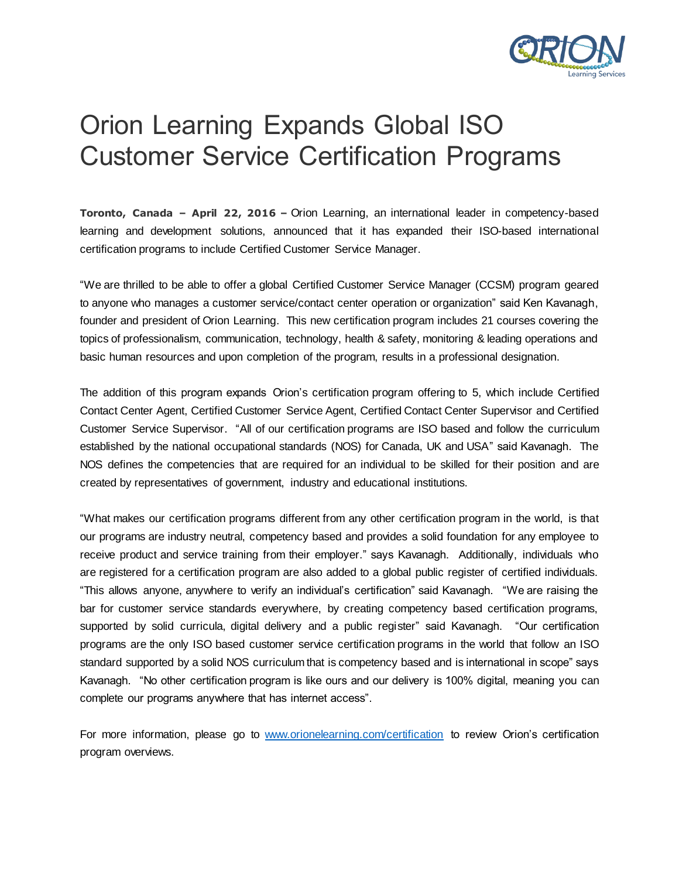# Orion Learning Expands Global ISO Customer Service Certification Programs

**Toronto, Canada – April 22, 2016 –** Orion Learning, an international leader in competency-based learning and development solutions, announced that it has expanded their ISO-based international certification programs to include Certified Customer Service Manager.

"We are thrilled to be able to offer a global Certified Customer Service Manager (CCSM) program geared to anyone who manages a customer service/contact center operation or organization" said Ken Kavanagh, founder and president of Orion Learning. This new certification program includes 21 courses covering the topics of professionalism, communication, technology, health & safety, monitoring & leading operations and basic human resources and upon completion of the program, results in a professional designation.

The addition of this program expands Orion's certification program offering to 5, which include Certified Contact Center Agent, Certified Customer Service Agent, Certified Contact Center Supervisor and Certified Customer Service Supervisor. "All of our certification programs are ISO based and follow the curriculum established by the national occupational standards (NOS) for Canada, UK and USA" said Kavanagh. The NOS defines the competencies that are required for an individual to be skilled for their position and are created by representatives of government, industry and educational institutions.

"What makes our certification programs different from any other certification program in the world, is that our programs are industry neutral, competency based and provides a solid foundation for any employee to receive product and service training from their employer." says Kavanagh. Additionally, individuals who are registered for a certification program are also added to a global public register of certified individuals. "This allows anyone, anywhere to verify an individual's certification" said Kavanagh. "We are raising the bar for customer service standards everywhere, by creating competency based certification programs, supported by solid curricula, digital delivery and a public register" said Kavanagh. "Our certification programs are the only ISO based customer service certification programs in the world that follow an ISO standard supported by a solid NOS curriculum that is competency based and is international in scope" says Kavanagh. "No other certification program is like ours and our delivery is 100% digital, meaning you can complete our programs anywhere that has internet access".

For more information, please go to [www.orionelearning.com/certification](http://www.orionelearning.com/certification) to review Orion's certification program overviews.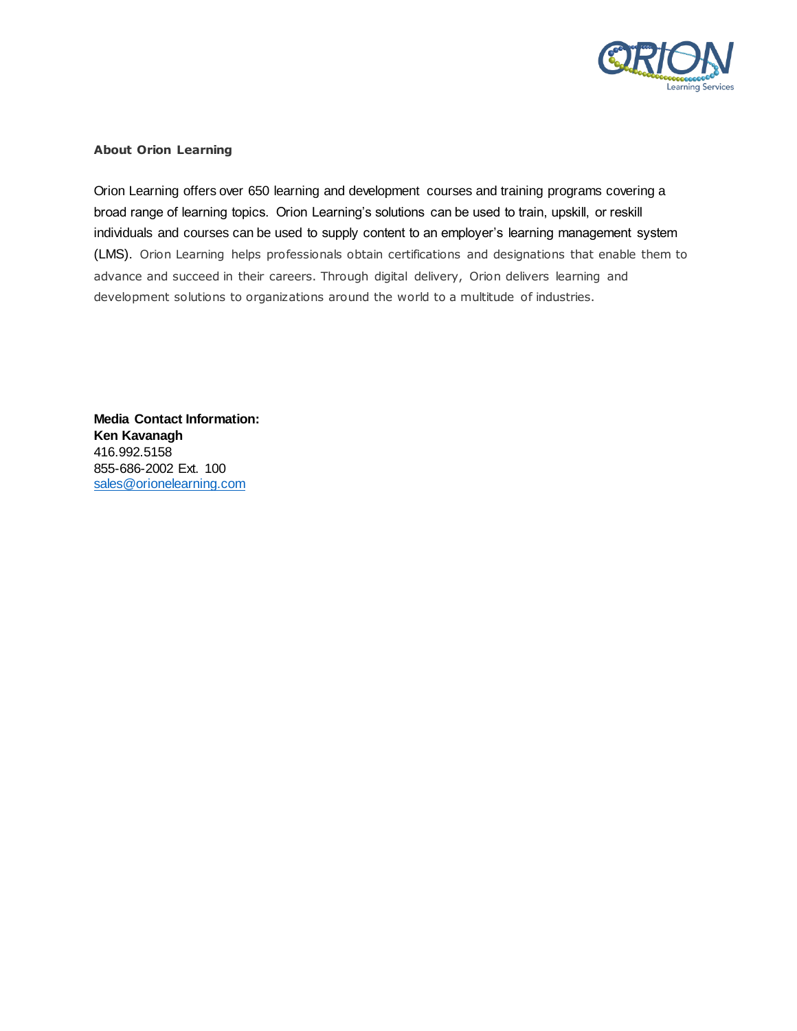**About Orion Learning**

Orion Learning offers over 650 learning and development courses and training programs covering a broad range of learning topics. Orion Learning's solutions can be used to train, upskill, or reskill individuals and courses can be used to supply content to an employer's learning management system (LMS). Orion Learning helps professionals obtain certifications and designations that enable them to advance and succeed in their careers. Through digital delivery, Orion delivers learning and development solutions to organizations around the world to a multitude of industries.

**Media Contact Information:**
**Ken Kavanagh**
416.992.5158
855-686-2002 Ext. 100
sales@orionelearning.com